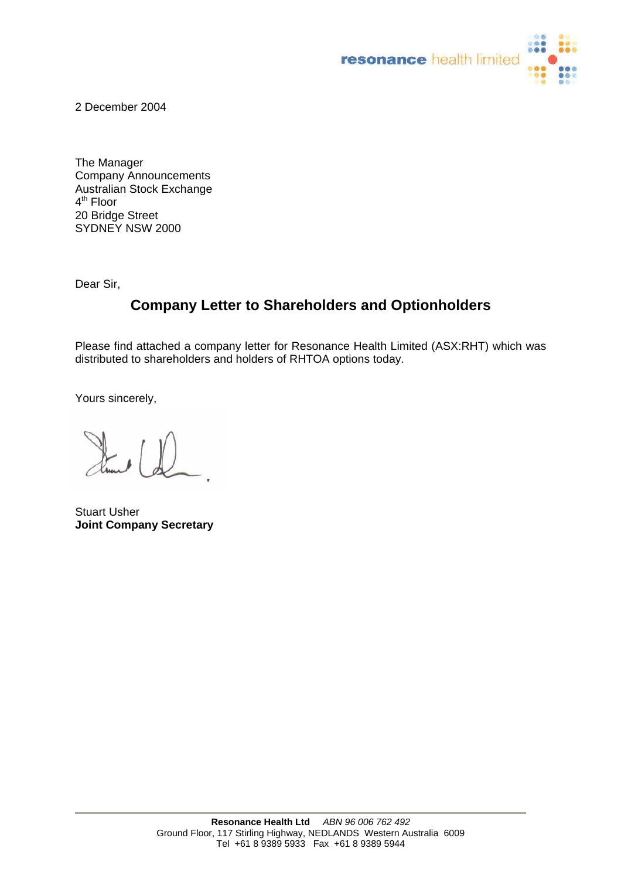resonance health limited

2 December 2004

The Manager
Company Announcements
Australian Stock Exchange
4th Floor
20 Bridge Street
SYDNEY NSW 2000

Dear Sir,

## Company Letter to Shareholders and Optionholders

Please find attached a company letter for Resonance Health Limited (ASX:RHT) which was distributed to shareholders and holders of RHTOA options today.

Yours sincerely,

Stuart Usher
**Joint Company Secretary**

**Resonance Health Ltd** *ABN 96 006 762 492*
Ground Floor, 117 Stirling Highway, NEDLANDS Western Australia 6009
Tel +61 8 9389 5933 Fax +61 8 9389 5944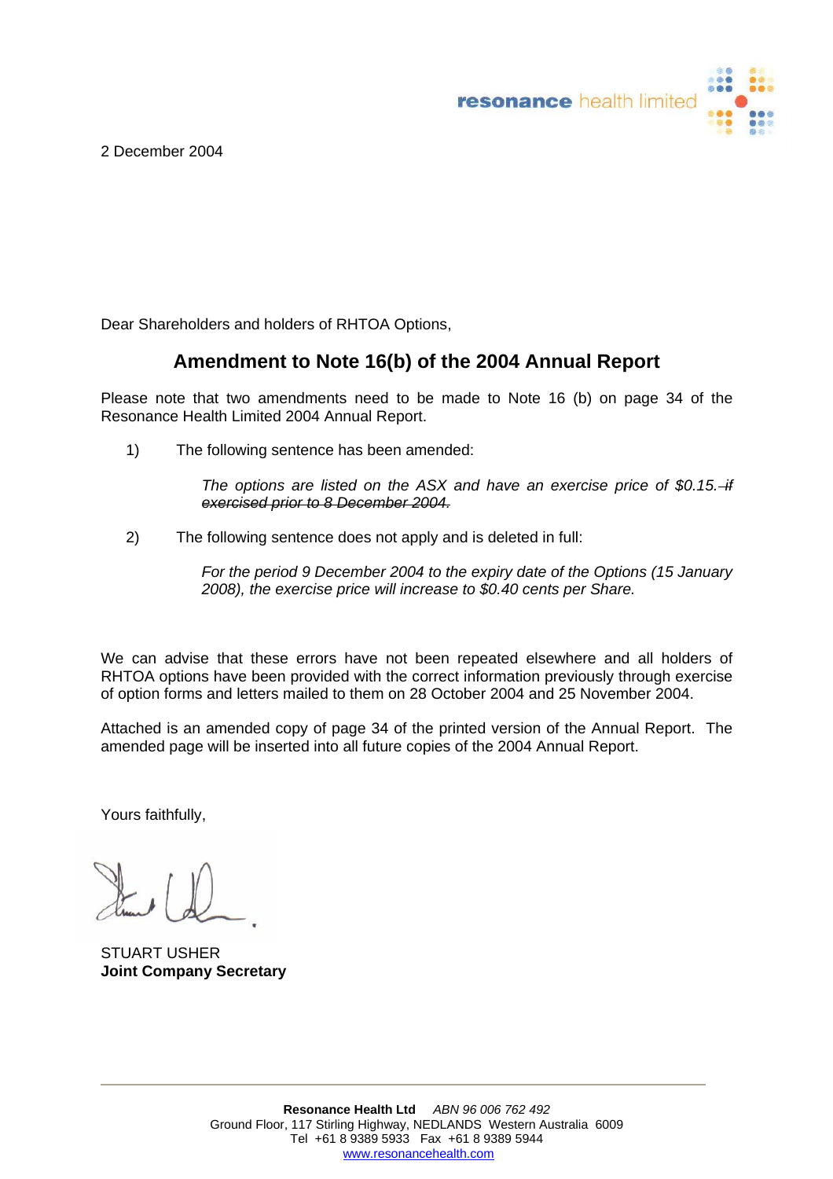resonance health limited

2 December 2004

Dear Shareholders and holders of RHTOA Options,

## Amendment to Note 16(b) of the 2004 Annual Report

Please note that two amendments need to be made to Note 16 (b) on page 34 of the Resonance Health Limited 2004 Annual Report.

1) The following sentence has been amended:

   *The options are listed on the ASX and have an exercise price of $0.15. ~~if exercised prior to 8 December 2004.~~*

2) The following sentence does not apply and is deleted in full:

   *For the period 9 December 2004 to the expiry date of the Options (15 January 2008), the exercise price will increase to $0.40 cents per Share.*

We can advise that these errors have not been repeated elsewhere and all holders of RHTOA options have been provided with the correct information previously through exercise of option forms and letters mailed to them on 28 October 2004 and 25 November 2004.

Attached is an amended copy of page 34 of the printed version of the Annual Report. The amended page will be inserted into all future copies of the 2004 Annual Report.

Yours faithfully,

STUART USHER
**Joint Company Secretary**

**Resonance Health Ltd** *ABN 96 006 762 492*
Ground Floor, 117 Stirling Highway, NEDLANDS Western Australia 6009
Tel +61 8 9389 5933 Fax +61 8 9389 5944
www.resonancehealth.com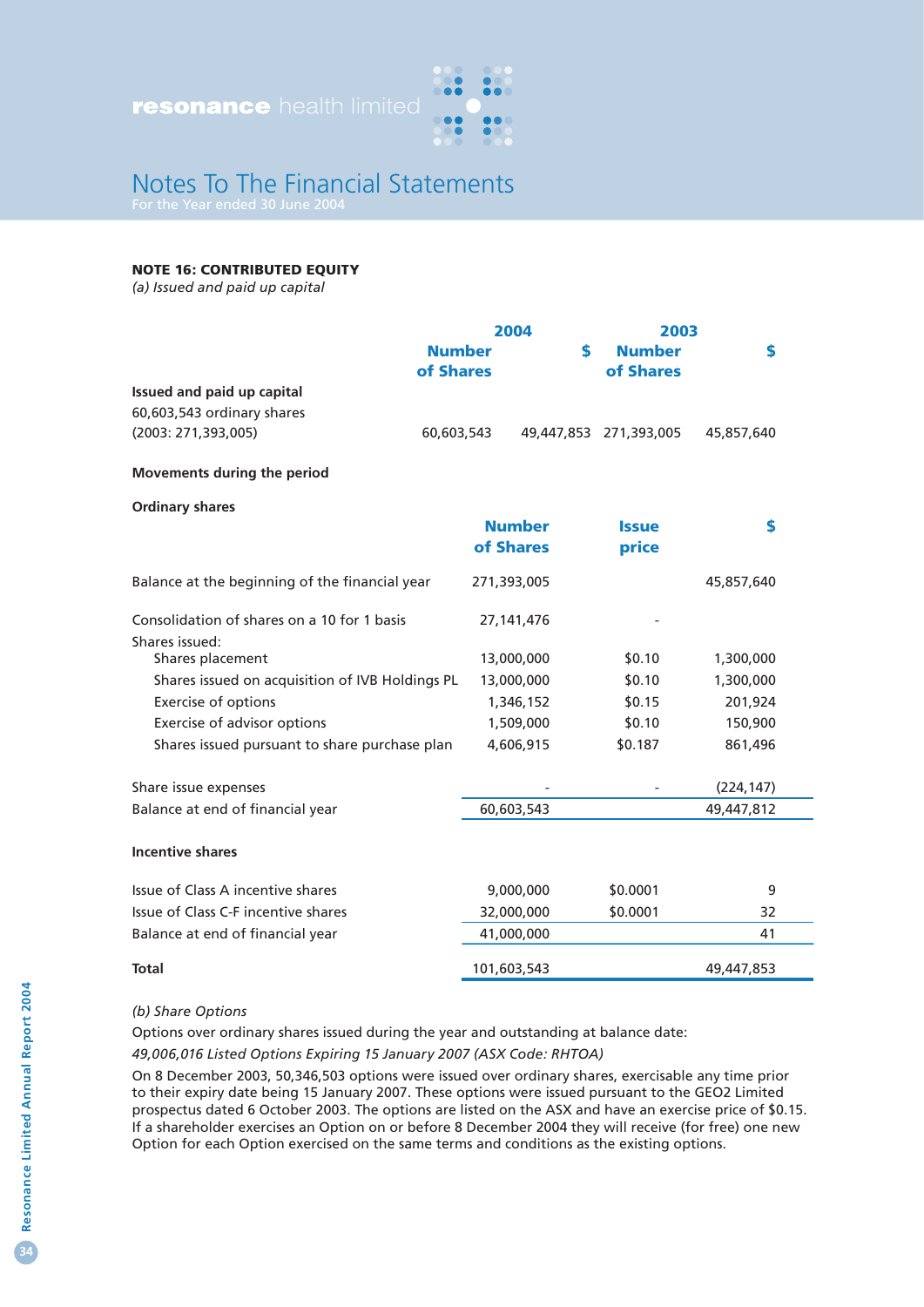# Notes To The Financial Statements

For the Year ended 30 June 2004

**NOTE 16: CONTRIBUTED EQUITY**

*(a) Issued and paid up capital*

| | 2004 Number of Shares | 2004 $ | 2003 Number of Shares | 2003 $ |
|---|---|---|---|---|
| **Issued and paid up capital** | | | | |
| 60,603,543 ordinary shares (2003: 271,393,005) | 60,603,543 | 49,447,853 | 271,393,005 | 45,857,640 |

**Movements during the period**

**Ordinary shares**

| | Number of Shares | Issue price | $ |
|---|---|---|---|
| Balance at the beginning of the financial year | 271,393,005 | | 45,857,640 |
| Consolidation of shares on a 10 for 1 basis | 27,141,476 | - | |
| Shares issued: | | | |
| Shares placement | 13,000,000 | $0.10 | 1,300,000 |
| Shares issued on acquisition of IVB Holdings PL | 13,000,000 | $0.10 | 1,300,000 |
| Exercise of options | 1,346,152 | $0.15 | 201,924 |
| Exercise of advisor options | 1,509,000 | $0.10 | 150,900 |
| Shares issued pursuant to share purchase plan | 4,606,915 | $0.187 | 861,496 |
| Share issue expenses | - | - | (224,147) |
| Balance at end of financial year | 60,603,543 | | 49,447,812 |

**Incentive shares**

| | Number of Shares | Issue price | $ |
|---|---|---|---|
| Issue of Class A incentive shares | 9,000,000 | $0.0001 | 9 |
| Issue of Class C-F incentive shares | 32,000,000 | $0.0001 | 32 |
| Balance at end of financial year | 41,000,000 | | 41 |
| **Total** | 101,603,543 | | 49,447,853 |

*(b) Share Options*

Options over ordinary shares issued during the year and outstanding at balance date:

*49,006,016 Listed Options Expiring 15 January 2007 (ASX Code: RHTOA)*

On 8 December 2003, 50,346,503 options were issued over ordinary shares, exercisable any time prior to their expiry date being 15 January 2007. These options were issued pursuant to the GEO2 Limited prospectus dated 6 October 2003. The options are listed on the ASX and have an exercise price of $0.15. If a shareholder exercises an Option on or before 8 December 2004 they will receive (for free) one new Option for each Option exercised on the same terms and conditions as the existing options.